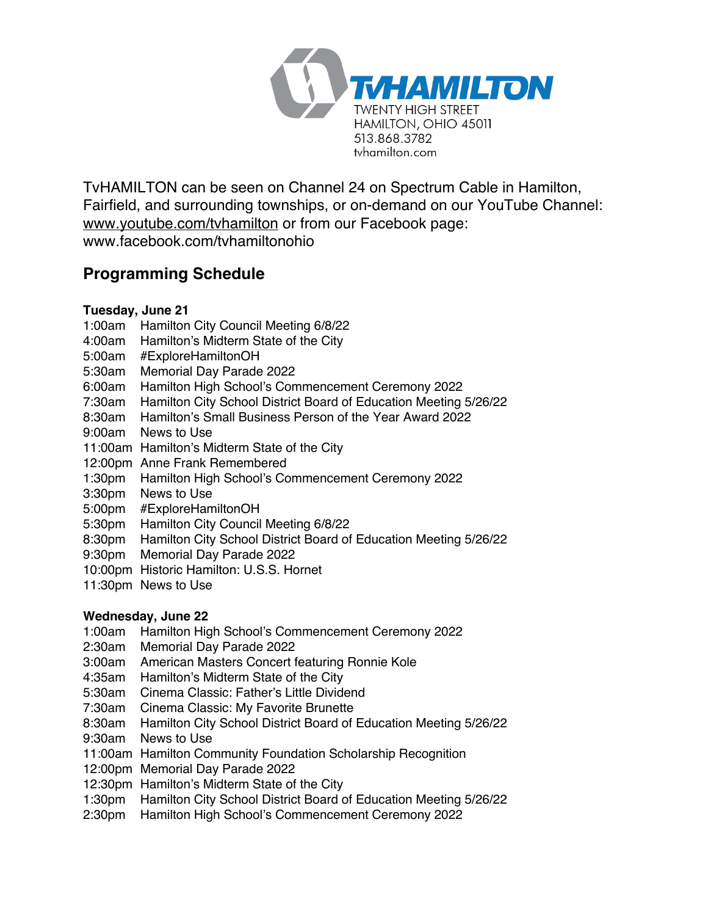TVHAMILTON
TWENTY HIGH STREET
HAMILTON, OHIO 45011
513.868.3782
tvhamilton.com

TvHAMILTON can be seen on Channel 24 on Spectrum Cable in Hamilton, Fairfield, and surrounding townships, or on-demand on our YouTube Channel: www.youtube.com/tvhamilton or from our Facebook page: www.facebook.com/tvhamiltonohio

## Programming Schedule

**Tuesday, June 21**

1:00am Hamilton City Council Meeting 6/8/22
4:00am Hamilton's Midterm State of the City
5:00am #ExploreHamiltonOH
5:30am Memorial Day Parade 2022
6:00am Hamilton High School's Commencement Ceremony 2022
7:30am Hamilton City School District Board of Education Meeting 5/26/22
8:30am Hamilton's Small Business Person of the Year Award 2022
9:00am News to Use
11:00am Hamilton's Midterm State of the City
12:00pm Anne Frank Remembered
1:30pm Hamilton High School's Commencement Ceremony 2022
3:30pm News to Use
5:00pm #ExploreHamiltonOH
5:30pm Hamilton City Council Meeting 6/8/22
8:30pm Hamilton City School District Board of Education Meeting 5/26/22
9:30pm Memorial Day Parade 2022
10:00pm Historic Hamilton: U.S.S. Hornet
11:30pm News to Use

**Wednesday, June 22**

1:00am Hamilton High School's Commencement Ceremony 2022
2:30am Memorial Day Parade 2022
3:00am American Masters Concert featuring Ronnie Kole
4:35am Hamilton's Midterm State of the City
5:30am Cinema Classic: Father's Little Dividend
7:30am Cinema Classic: My Favorite Brunette
8:30am Hamilton City School District Board of Education Meeting 5/26/22
9:30am News to Use
11:00am Hamilton Community Foundation Scholarship Recognition
12:00pm Memorial Day Parade 2022
12:30pm Hamilton's Midterm State of the City
1:30pm Hamilton City School District Board of Education Meeting 5/26/22
2:30pm Hamilton High School's Commencement Ceremony 2022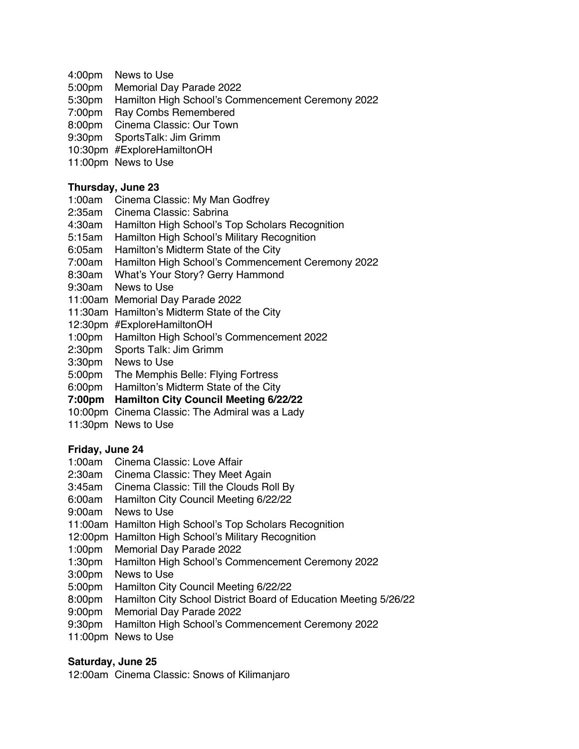4:00pm News to Use
5:00pm Memorial Day Parade 2022
5:30pm Hamilton High School's Commencement Ceremony 2022
7:00pm Ray Combs Remembered
8:00pm Cinema Classic: Our Town
9:30pm SportsTalk: Jim Grimm
10:30pm #ExploreHamiltonOH
11:00pm News to Use

**Thursday, June 23**

1:00am Cinema Classic: My Man Godfrey
2:35am Cinema Classic: Sabrina
4:30am Hamilton High School's Top Scholars Recognition
5:15am Hamilton High School's Military Recognition
6:05am Hamilton's Midterm State of the City
7:00am Hamilton High School's Commencement Ceremony 2022
8:30am What's Your Story? Gerry Hammond
9:30am News to Use
11:00am Memorial Day Parade 2022
11:30am Hamilton's Midterm State of the City
12:30pm #ExploreHamiltonOH
1:00pm Hamilton High School's Commencement 2022
2:30pm Sports Talk: Jim Grimm
3:30pm News to Use
5:00pm The Memphis Belle: Flying Fortress
6:00pm Hamilton's Midterm State of the City
**7:00pm Hamilton City Council Meeting 6/22/22**
10:00pm Cinema Classic: The Admiral was a Lady
11:30pm News to Use

**Friday, June 24**

1:00am Cinema Classic: Love Affair
2:30am Cinema Classic: They Meet Again
3:45am Cinema Classic: Till the Clouds Roll By
6:00am Hamilton City Council Meeting 6/22/22
9:00am News to Use
11:00am Hamilton High School's Top Scholars Recognition
12:00pm Hamilton High School's Military Recognition
1:00pm Memorial Day Parade 2022
1:30pm Hamilton High School's Commencement Ceremony 2022
3:00pm News to Use
5:00pm Hamilton City Council Meeting 6/22/22
8:00pm Hamilton City School District Board of Education Meeting 5/26/22
9:00pm Memorial Day Parade 2022
9:30pm Hamilton High School's Commencement Ceremony 2022
11:00pm News to Use

**Saturday, June 25**

12:00am Cinema Classic: Snows of Kilimanjaro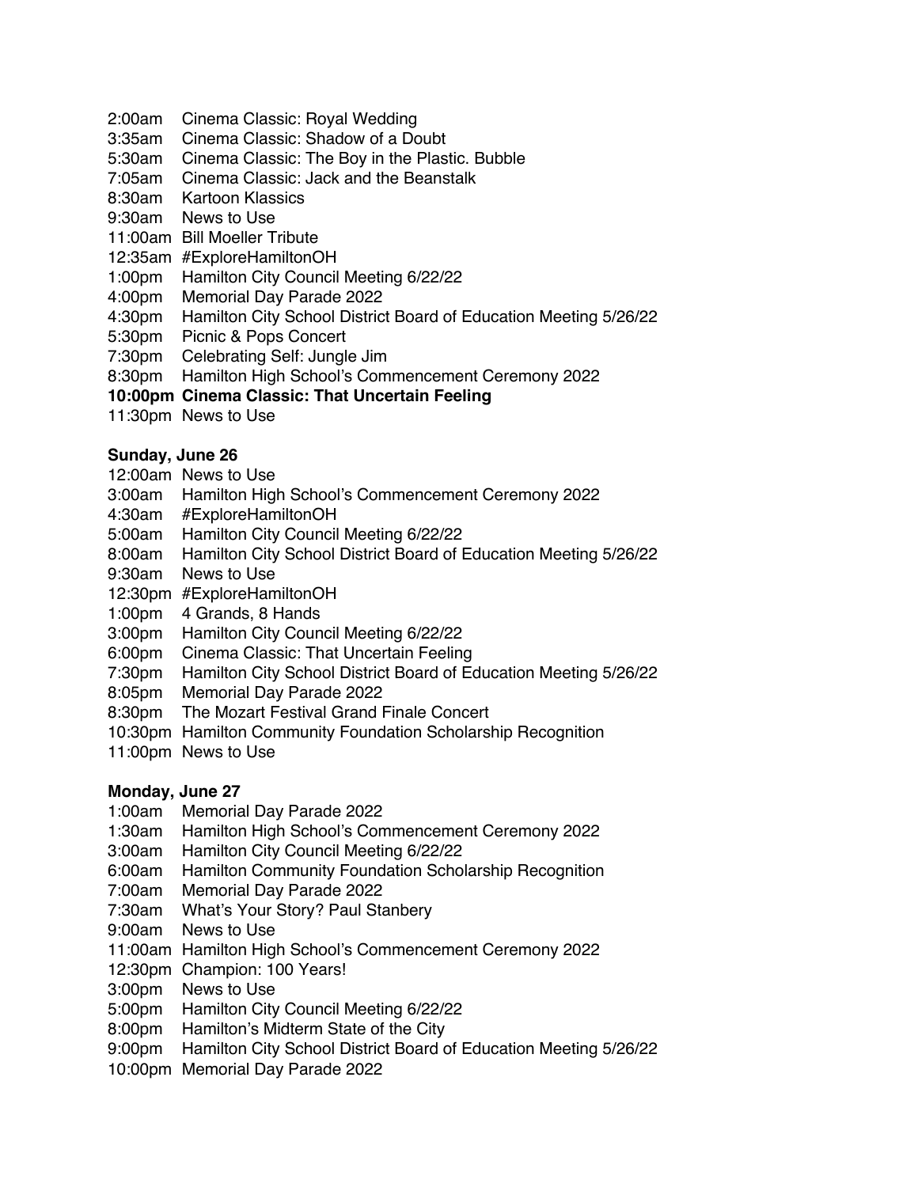2:00am Cinema Classic: Royal Wedding
3:35am Cinema Classic: Shadow of a Doubt
5:30am Cinema Classic: The Boy in the Plastic. Bubble
7:05am Cinema Classic: Jack and the Beanstalk
8:30am Kartoon Klassics
9:30am News to Use
11:00am Bill Moeller Tribute
12:35am #ExploreHamiltonOH
1:00pm Hamilton City Council Meeting 6/22/22
4:00pm Memorial Day Parade 2022
4:30pm Hamilton City School District Board of Education Meeting 5/26/22
5:30pm Picnic & Pops Concert
7:30pm Celebrating Self: Jungle Jim
8:30pm Hamilton High School's Commencement Ceremony 2022
**10:00pm Cinema Classic: That Uncertain Feeling**
11:30pm News to Use

**Sunday, June 26**
12:00am News to Use
3:00am Hamilton High School's Commencement Ceremony 2022
4:30am #ExploreHamiltonOH
5:00am Hamilton City Council Meeting 6/22/22
8:00am Hamilton City School District Board of Education Meeting 5/26/22
9:30am News to Use
12:30pm #ExploreHamiltonOH
1:00pm 4 Grands, 8 Hands
3:00pm Hamilton City Council Meeting 6/22/22
6:00pm Cinema Classic: That Uncertain Feeling
7:30pm Hamilton City School District Board of Education Meeting 5/26/22
8:05pm Memorial Day Parade 2022
8:30pm The Mozart Festival Grand Finale Concert
10:30pm Hamilton Community Foundation Scholarship Recognition
11:00pm News to Use

**Monday, June 27**
1:00am Memorial Day Parade 2022
1:30am Hamilton High School's Commencement Ceremony 2022
3:00am Hamilton City Council Meeting 6/22/22
6:00am Hamilton Community Foundation Scholarship Recognition
7:00am Memorial Day Parade 2022
7:30am What's Your Story? Paul Stanbery
9:00am News to Use
11:00am Hamilton High School's Commencement Ceremony 2022
12:30pm Champion: 100 Years!
3:00pm News to Use
5:00pm Hamilton City Council Meeting 6/22/22
8:00pm Hamilton's Midterm State of the City
9:00pm Hamilton City School District Board of Education Meeting 5/26/22
10:00pm Memorial Day Parade 2022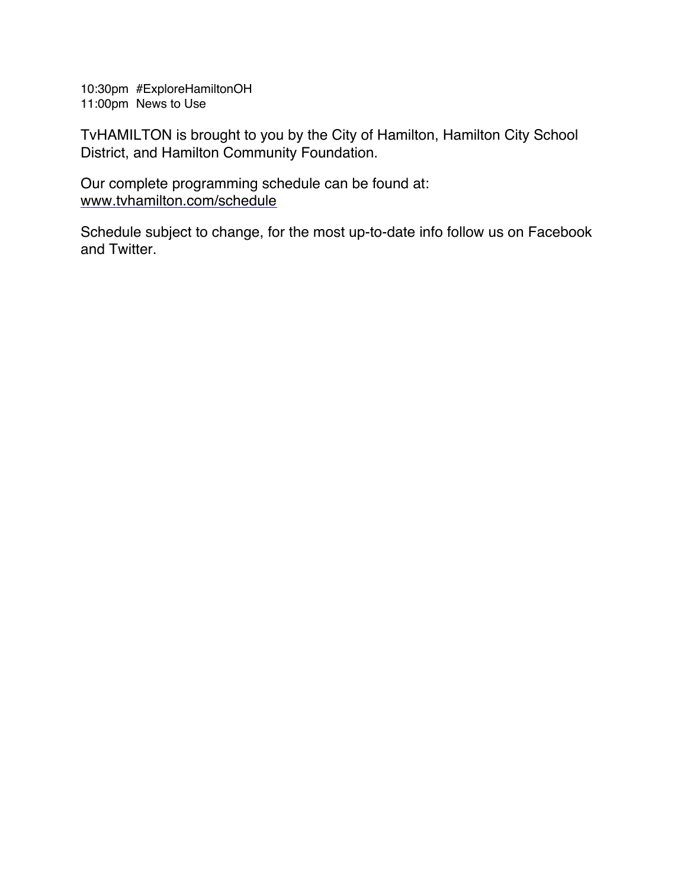10:30pm #ExploreHamiltonOH
11:00pm News to Use

TvHAMILTON is brought to you by the City of Hamilton, Hamilton City School District, and Hamilton Community Foundation.

Our complete programming schedule can be found at:
[www.tvhamilton.com/schedule](www.tvhamilton.com/schedule)

Schedule subject to change, for the most up-to-date info follow us on Facebook and Twitter.